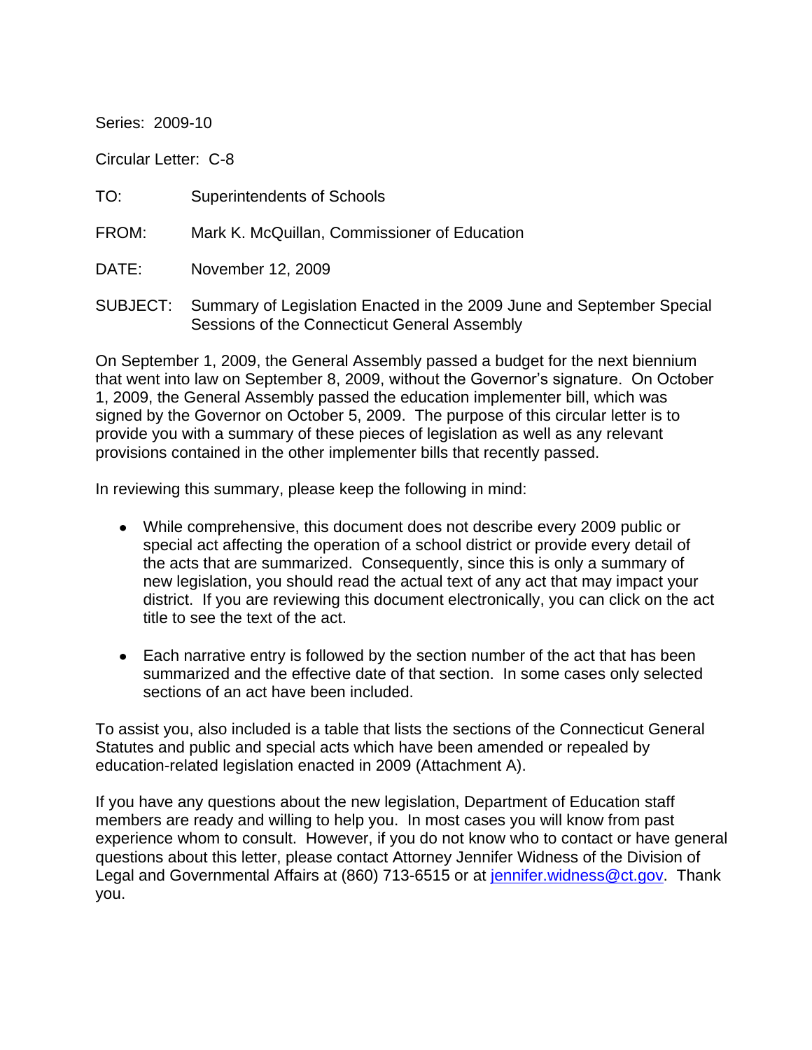Series: 2009-10

Circular Letter: C-8

TO: Superintendents of Schools

FROM: Mark K. McQuillan, Commissioner of Education

DATE: November 12, 2009

SUBJECT: Summary of Legislation Enacted in the 2009 June and September Special Sessions of the Connecticut General Assembly

On September 1, 2009, the General Assembly passed a budget for the next biennium that went into law on September 8, 2009, without the Governor's signature. On October 1, 2009, the General Assembly passed the education implementer bill, which was signed by the Governor on October 5, 2009. The purpose of this circular letter is to provide you with a summary of these pieces of legislation as well as any relevant provisions contained in the other implementer bills that recently passed.

In reviewing this summary, please keep the following in mind:

- While comprehensive, this document does not describe every 2009 public or special act affecting the operation of a school district or provide every detail of the acts that are summarized. Consequently, since this is only a summary of new legislation, you should read the actual text of any act that may impact your district. If you are reviewing this document electronically, you can click on the act title to see the text of the act.

- Each narrative entry is followed by the section number of the act that has been summarized and the effective date of that section. In some cases only selected sections of an act have been included.

To assist you, also included is a table that lists the sections of the Connecticut General Statutes and public and special acts which have been amended or repealed by education-related legislation enacted in 2009 (Attachment A).

If you have any questions about the new legislation, Department of Education staff members are ready and willing to help you. In most cases you will know from past experience whom to consult. However, if you do not know who to contact or have general questions about this letter, please contact Attorney Jennifer Widness of the Division of Legal and Governmental Affairs at (860) 713-6515 or at jennifer.widness@ct.gov. Thank you.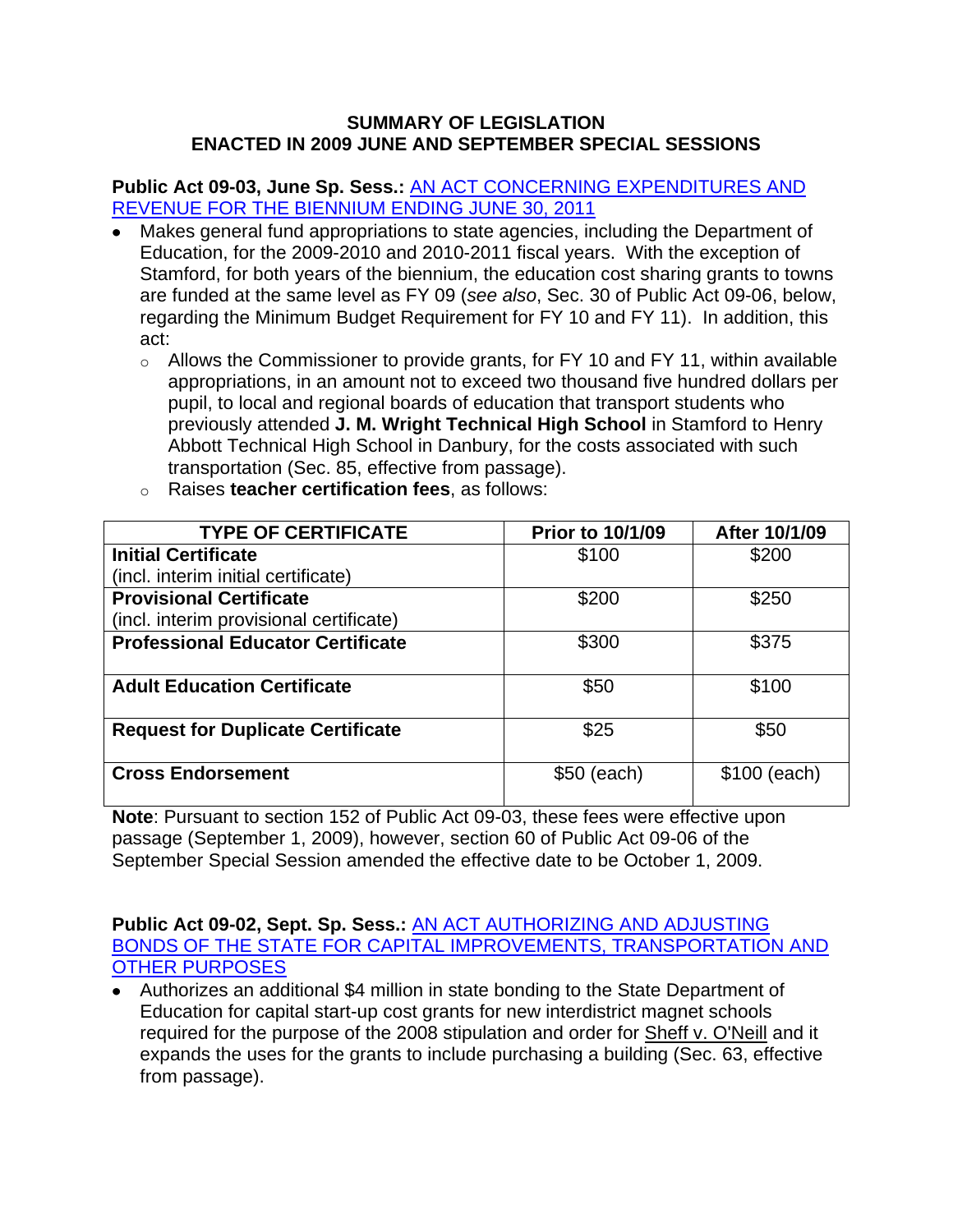## SUMMARY OF LEGISLATION ENACTED IN 2009 JUNE AND SEPTEMBER SPECIAL SESSIONS

**Public Act 09-03, June Sp. Sess.:** AN ACT CONCERNING EXPENDITURES AND REVENUE FOR THE BIENNIUM ENDING JUNE 30, 2011

- Makes general fund appropriations to state agencies, including the Department of Education, for the 2009-2010 and 2010-2011 fiscal years. With the exception of Stamford, for both years of the biennium, the education cost sharing grants to towns are funded at the same level as FY 09 (*see also*, Sec. 30 of Public Act 09-06, below, regarding the Minimum Budget Requirement for FY 10 and FY 11). In addition, this act:
  - Allows the Commissioner to provide grants, for FY 10 and FY 11, within available appropriations, in an amount not to exceed two thousand five hundred dollars per pupil, to local and regional boards of education that transport students who previously attended **J. M. Wright Technical High School** in Stamford to Henry Abbott Technical High School in Danbury, for the costs associated with such transportation (Sec. 85, effective from passage).
  - Raises **teacher certification fees**, as follows:

| TYPE OF CERTIFICATE | Prior to 10/1/09 | After 10/1/09 |
|---|---|---|
| **Initial Certificate** (incl. interim initial certificate) | $100 | $200 |
| **Provisional Certificate** (incl. interim provisional certificate) | $200 | $250 |
| **Professional Educator Certificate** | $300 | $375 |
| **Adult Education Certificate** | $50 | $100 |
| **Request for Duplicate Certificate** | $25 | $50 |
| **Cross Endorsement** | $50 (each) | $100 (each) |

**Note**: Pursuant to section 152 of Public Act 09-03, these fees were effective upon passage (September 1, 2009), however, section 60 of Public Act 09-06 of the September Special Session amended the effective date to be October 1, 2009.

**Public Act 09-02, Sept. Sp. Sess.:** AN ACT AUTHORIZING AND ADJUSTING BONDS OF THE STATE FOR CAPITAL IMPROVEMENTS, TRANSPORTATION AND OTHER PURPOSES

- Authorizes an additional $4 million in state bonding to the State Department of Education for capital start-up cost grants for new interdistrict magnet schools required for the purpose of the 2008 stipulation and order for Sheff v. O'Neill and it expands the uses for the grants to include purchasing a building (Sec. 63, effective from passage).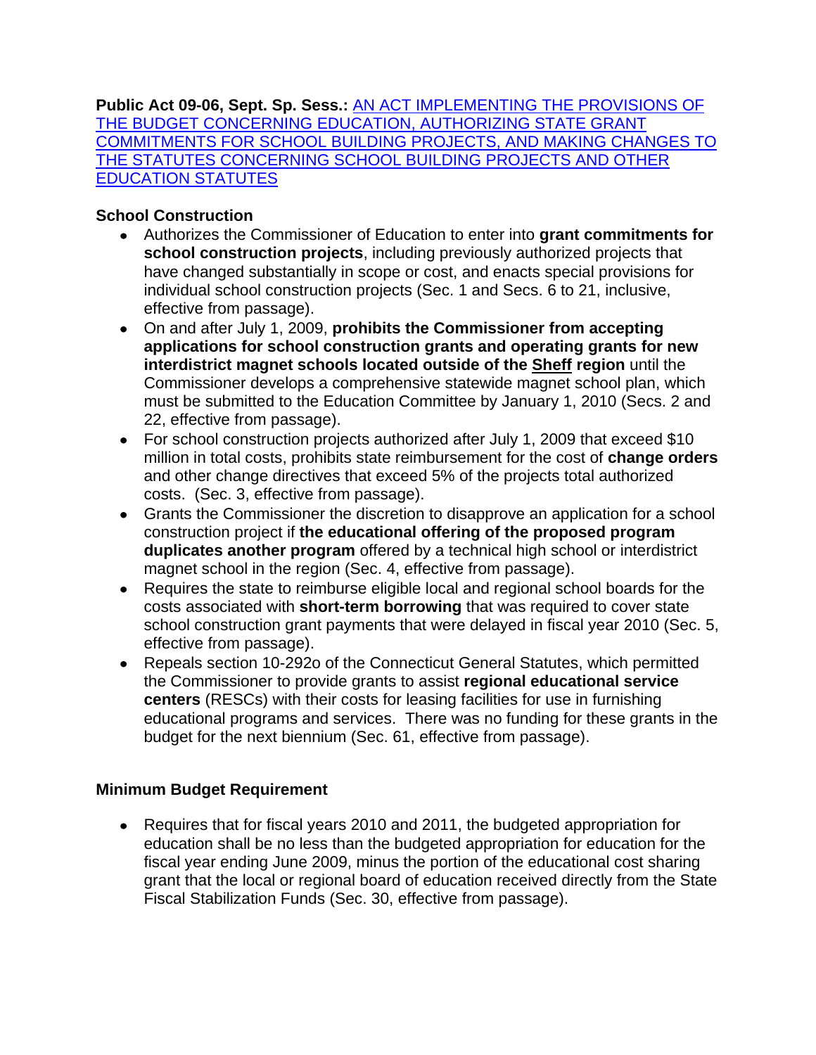**Public Act 09-06, Sept. Sp. Sess.:** AN ACT IMPLEMENTING THE PROVISIONS OF THE BUDGET CONCERNING EDUCATION, AUTHORIZING STATE GRANT COMMITMENTS FOR SCHOOL BUILDING PROJECTS, AND MAKING CHANGES TO THE STATUTES CONCERNING SCHOOL BUILDING PROJECTS AND OTHER EDUCATION STATUTES

**School Construction**

- Authorizes the Commissioner of Education to enter into **grant commitments for school construction projects**, including previously authorized projects that have changed substantially in scope or cost, and enacts special provisions for individual school construction projects (Sec. 1 and Secs. 6 to 21, inclusive, effective from passage).
- On and after July 1, 2009, **prohibits the Commissioner from accepting applications for school construction grants and operating grants for new interdistrict magnet schools located outside of the Sheff region** until the Commissioner develops a comprehensive statewide magnet school plan, which must be submitted to the Education Committee by January 1, 2010 (Secs. 2 and 22, effective from passage).
- For school construction projects authorized after July 1, 2009 that exceed $10 million in total costs, prohibits state reimbursement for the cost of **change orders** and other change directives that exceed 5% of the projects total authorized costs. (Sec. 3, effective from passage).
- Grants the Commissioner the discretion to disapprove an application for a school construction project if **the educational offering of the proposed program duplicates another program** offered by a technical high school or interdistrict magnet school in the region (Sec. 4, effective from passage).
- Requires the state to reimburse eligible local and regional school boards for the costs associated with **short-term borrowing** that was required to cover state school construction grant payments that were delayed in fiscal year 2010 (Sec. 5, effective from passage).
- Repeals section 10-292o of the Connecticut General Statutes, which permitted the Commissioner to provide grants to assist **regional educational service centers** (RESCs) with their costs for leasing facilities for use in furnishing educational programs and services. There was no funding for these grants in the budget for the next biennium (Sec. 61, effective from passage).

**Minimum Budget Requirement**

- Requires that for fiscal years 2010 and 2011, the budgeted appropriation for education shall be no less than the budgeted appropriation for education for the fiscal year ending June 2009, minus the portion of the educational cost sharing grant that the local or regional board of education received directly from the State Fiscal Stabilization Funds (Sec. 30, effective from passage).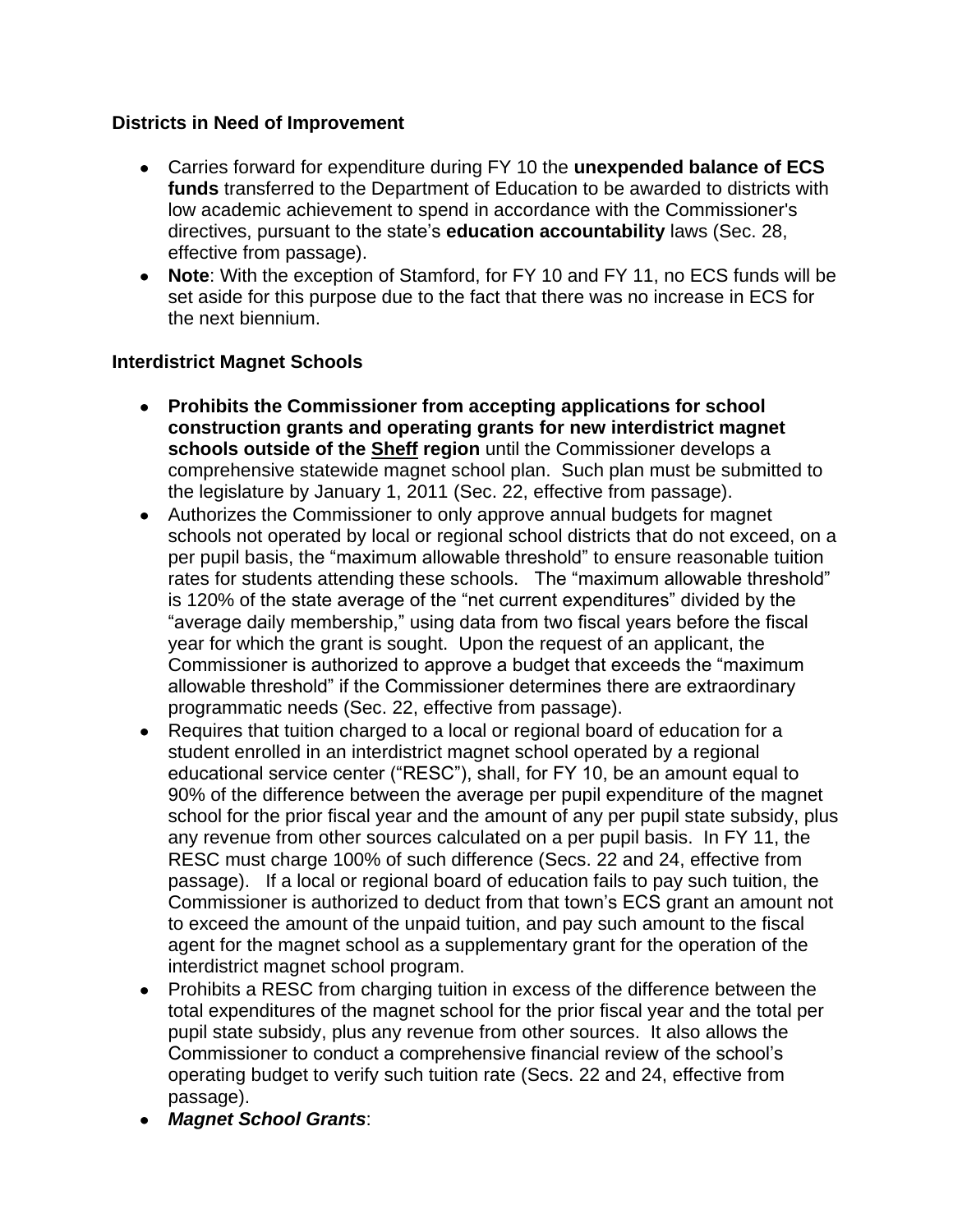**Districts in Need of Improvement**

- Carries forward for expenditure during FY 10 the **unexpended balance of ECS funds** transferred to the Department of Education to be awarded to districts with low academic achievement to spend in accordance with the Commissioner's directives, pursuant to the state's **education accountability** laws (Sec. 28, effective from passage).
- **Note**: With the exception of Stamford, for FY 10 and FY 11, no ECS funds will be set aside for this purpose due to the fact that there was no increase in ECS for the next biennium.

**Interdistrict Magnet Schools**

- **Prohibits the Commissioner from accepting applications for school construction grants and operating grants for new interdistrict magnet schools outside of the <u>Sheff</u> region** until the Commissioner develops a comprehensive statewide magnet school plan. Such plan must be submitted to the legislature by January 1, 2011 (Sec. 22, effective from passage).
- Authorizes the Commissioner to only approve annual budgets for magnet schools not operated by local or regional school districts that do not exceed, on a per pupil basis, the "maximum allowable threshold" to ensure reasonable tuition rates for students attending these schools. The "maximum allowable threshold" is 120% of the state average of the "net current expenditures" divided by the "average daily membership," using data from two fiscal years before the fiscal year for which the grant is sought. Upon the request of an applicant, the Commissioner is authorized to approve a budget that exceeds the "maximum allowable threshold" if the Commissioner determines there are extraordinary programmatic needs (Sec. 22, effective from passage).
- Requires that tuition charged to a local or regional board of education for a student enrolled in an interdistrict magnet school operated by a regional educational service center ("RESC"), shall, for FY 10, be an amount equal to 90% of the difference between the average per pupil expenditure of the magnet school for the prior fiscal year and the amount of any per pupil state subsidy, plus any revenue from other sources calculated on a per pupil basis. In FY 11, the RESC must charge 100% of such difference (Secs. 22 and 24, effective from passage). If a local or regional board of education fails to pay such tuition, the Commissioner is authorized to deduct from that town's ECS grant an amount not to exceed the amount of the unpaid tuition, and pay such amount to the fiscal agent for the magnet school as a supplementary grant for the operation of the interdistrict magnet school program.
- Prohibits a RESC from charging tuition in excess of the difference between the total expenditures of the magnet school for the prior fiscal year and the total per pupil state subsidy, plus any revenue from other sources. It also allows the Commissioner to conduct a comprehensive financial review of the school's operating budget to verify such tuition rate (Secs. 22 and 24, effective from passage).
- ***Magnet School Grants***: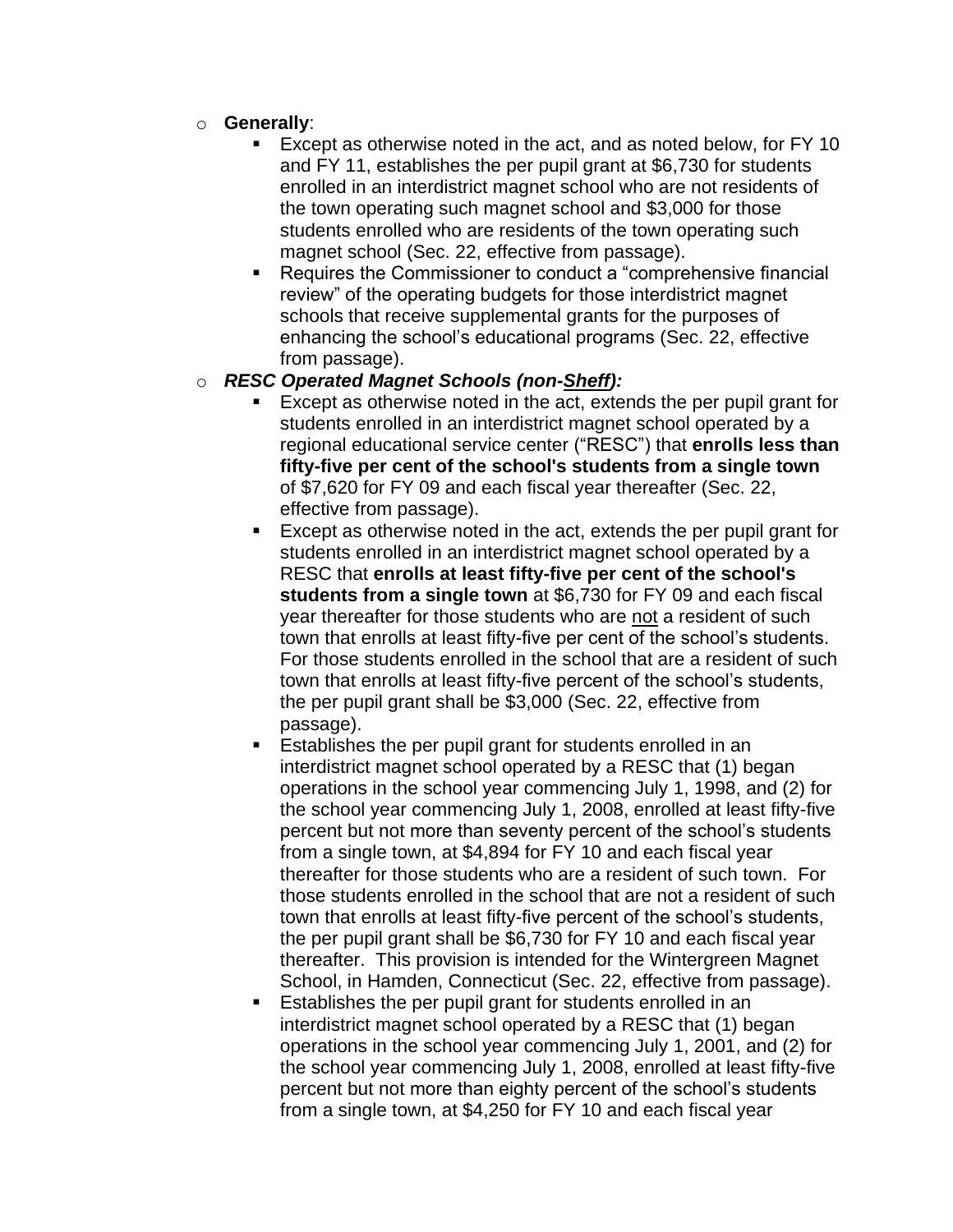- **Generally**:
  - Except as otherwise noted in the act, and as noted below, for FY 10 and FY 11, establishes the per pupil grant at $6,730 for students enrolled in an interdistrict magnet school who are not residents of the town operating such magnet school and $3,000 for those students enrolled who are residents of the town operating such magnet school (Sec. 22, effective from passage).
  - Requires the Commissioner to conduct a "comprehensive financial review" of the operating budgets for those interdistrict magnet schools that receive supplemental grants for the purposes of enhancing the school's educational programs (Sec. 22, effective from passage).
- ***RESC Operated Magnet Schools (non-Sheff):***
  - Except as otherwise noted in the act, extends the per pupil grant for students enrolled in an interdistrict magnet school operated by a regional educational service center ("RESC") that **enrolls less than fifty-five per cent of the school's students from a single town** of $7,620 for FY 09 and each fiscal year thereafter (Sec. 22, effective from passage).
  - Except as otherwise noted in the act, extends the per pupil grant for students enrolled in an interdistrict magnet school operated by a RESC that **enrolls at least fifty-five per cent of the school's students from a single town** at $6,730 for FY 09 and each fiscal year thereafter for those students who are not a resident of such town that enrolls at least fifty-five per cent of the school's students. For those students enrolled in the school that are a resident of such town that enrolls at least fifty-five percent of the school's students, the per pupil grant shall be $3,000 (Sec. 22, effective from passage).
  - Establishes the per pupil grant for students enrolled in an interdistrict magnet school operated by a RESC that (1) began operations in the school year commencing July 1, 1998, and (2) for the school year commencing July 1, 2008, enrolled at least fifty-five percent but not more than seventy percent of the school's students from a single town, at $4,894 for FY 10 and each fiscal year thereafter for those students who are a resident of such town. For those students enrolled in the school that are not a resident of such town that enrolls at least fifty-five percent of the school's students, the per pupil grant shall be $6,730 for FY 10 and each fiscal year thereafter. This provision is intended for the Wintergreen Magnet School, in Hamden, Connecticut (Sec. 22, effective from passage).
  - Establishes the per pupil grant for students enrolled in an interdistrict magnet school operated by a RESC that (1) began operations in the school year commencing July 1, 2001, and (2) for the school year commencing July 1, 2008, enrolled at least fifty-five percent but not more than eighty percent of the school's students from a single town, at $4,250 for FY 10 and each fiscal year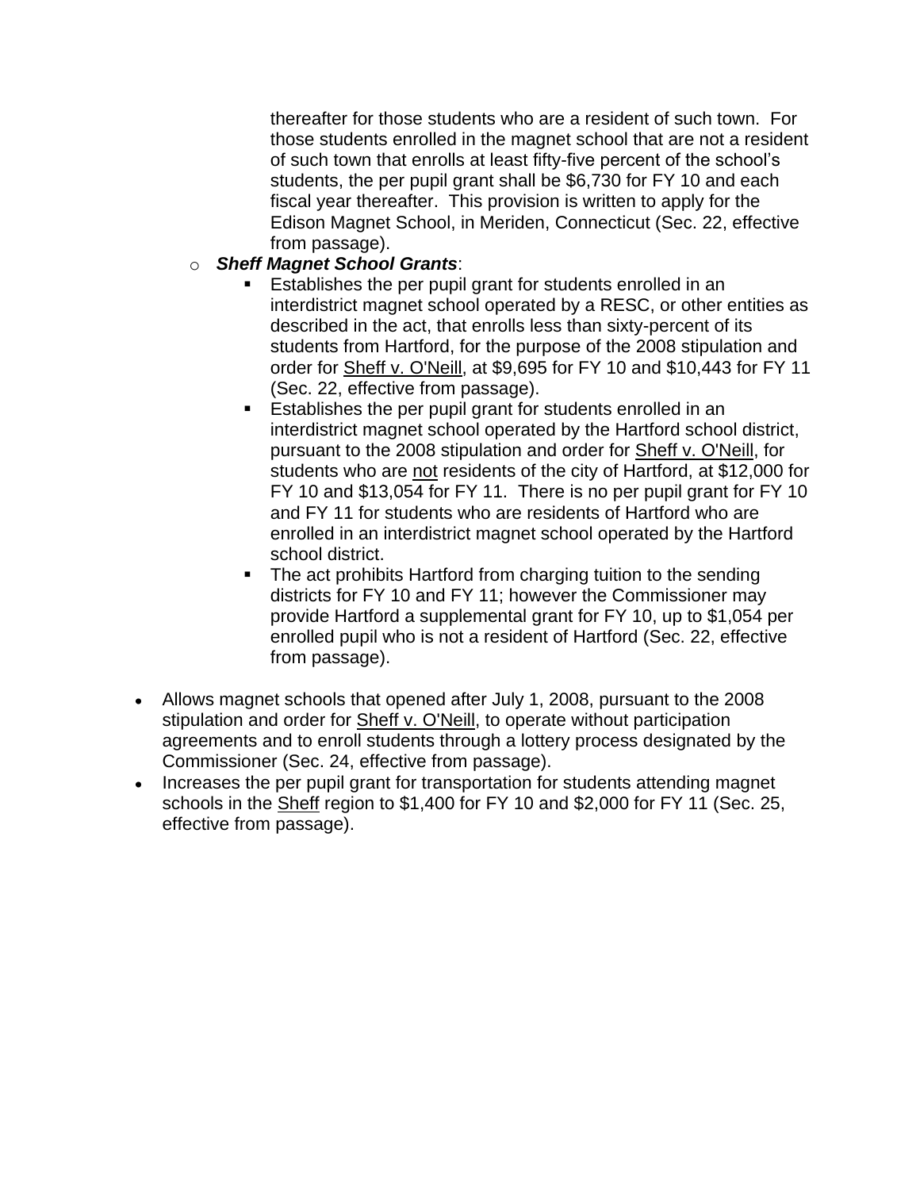thereafter for those students who are a resident of such town. For those students enrolled in the magnet school that are not a resident of such town that enrolls at least fifty-five percent of the school's students, the per pupil grant shall be $6,730 for FY 10 and each fiscal year thereafter. This provision is written to apply for the Edison Magnet School, in Meriden, Connecticut (Sec. 22, effective from passage).

- ***Sheff Magnet School Grants***:
  - Establishes the per pupil grant for students enrolled in an interdistrict magnet school operated by a RESC, or other entities as described in the act, that enrolls less than sixty-percent of its students from Hartford, for the purpose of the 2008 stipulation and order for <u>Sheff v. O'Neill</u>, at $9,695 for FY 10 and $10,443 for FY 11 (Sec. 22, effective from passage).
  - Establishes the per pupil grant for students enrolled in an interdistrict magnet school operated by the Hartford school district, pursuant to the 2008 stipulation and order for <u>Sheff v. O'Neill</u>, for students who are <u>not</u> residents of the city of Hartford, at $12,000 for FY 10 and $13,054 for FY 11. There is no per pupil grant for FY 10 and FY 11 for students who are residents of Hartford who are enrolled in an interdistrict magnet school operated by the Hartford school district.
  - The act prohibits Hartford from charging tuition to the sending districts for FY 10 and FY 11; however the Commissioner may provide Hartford a supplemental grant for FY 10, up to $1,054 per enrolled pupil who is not a resident of Hartford (Sec. 22, effective from passage).

- Allows magnet schools that opened after July 1, 2008, pursuant to the 2008 stipulation and order for <u>Sheff v. O'Neill</u>, to operate without participation agreements and to enroll students through a lottery process designated by the Commissioner (Sec. 24, effective from passage).
- Increases the per pupil grant for transportation for students attending magnet schools in the <u>Sheff</u> region to $1,400 for FY 10 and $2,000 for FY 11 (Sec. 25, effective from passage).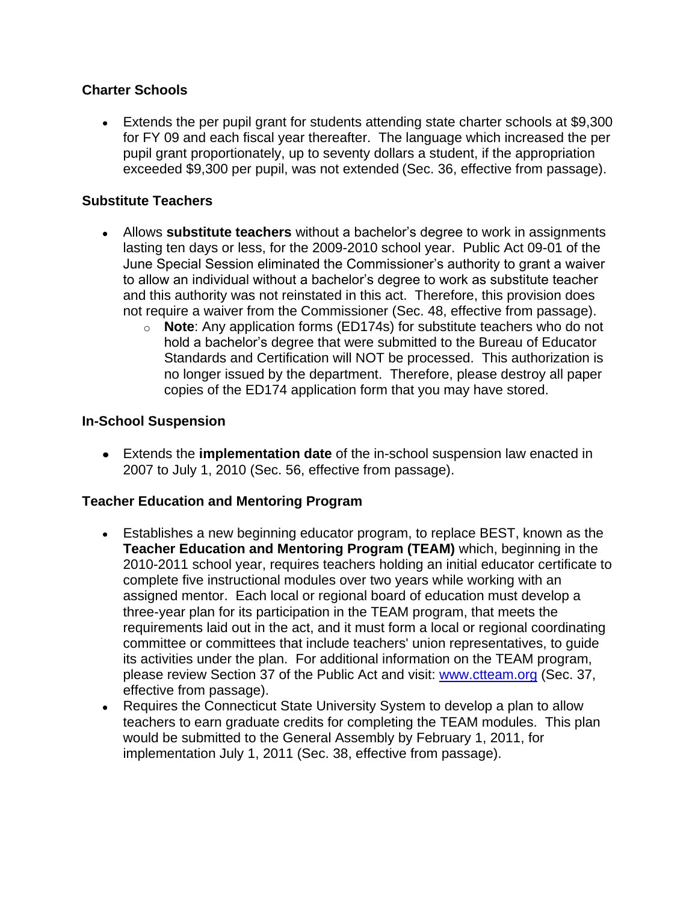### Charter Schools

- Extends the per pupil grant for students attending state charter schools at $9,300 for FY 09 and each fiscal year thereafter. The language which increased the per pupil grant proportionately, up to seventy dollars a student, if the appropriation exceeded $9,300 per pupil, was not extended (Sec. 36, effective from passage).

### Substitute Teachers

- Allows **substitute teachers** without a bachelor's degree to work in assignments lasting ten days or less, for the 2009-2010 school year. Public Act 09-01 of the June Special Session eliminated the Commissioner's authority to grant a waiver to allow an individual without a bachelor's degree to work as substitute teacher and this authority was not reinstated in this act. Therefore, this provision does not require a waiver from the Commissioner (Sec. 48, effective from passage).
  - **Note**: Any application forms (ED174s) for substitute teachers who do not hold a bachelor's degree that were submitted to the Bureau of Educator Standards and Certification will NOT be processed. This authorization is no longer issued by the department. Therefore, please destroy all paper copies of the ED174 application form that you may have stored.

### In-School Suspension

- Extends the **implementation date** of the in-school suspension law enacted in 2007 to July 1, 2010 (Sec. 56, effective from passage).

### Teacher Education and Mentoring Program

- Establishes a new beginning educator program, to replace BEST, known as the **Teacher Education and Mentoring Program (TEAM)** which, beginning in the 2010-2011 school year, requires teachers holding an initial educator certificate to complete five instructional modules over two years while working with an assigned mentor. Each local or regional board of education must develop a three-year plan for its participation in the TEAM program, that meets the requirements laid out in the act, and it must form a local or regional coordinating committee or committees that include teachers' union representatives, to guide its activities under the plan. For additional information on the TEAM program, please review Section 37 of the Public Act and visit: www.ctteam.org (Sec. 37, effective from passage).
- Requires the Connecticut State University System to develop a plan to allow teachers to earn graduate credits for completing the TEAM modules. This plan would be submitted to the General Assembly by February 1, 2011, for implementation July 1, 2011 (Sec. 38, effective from passage).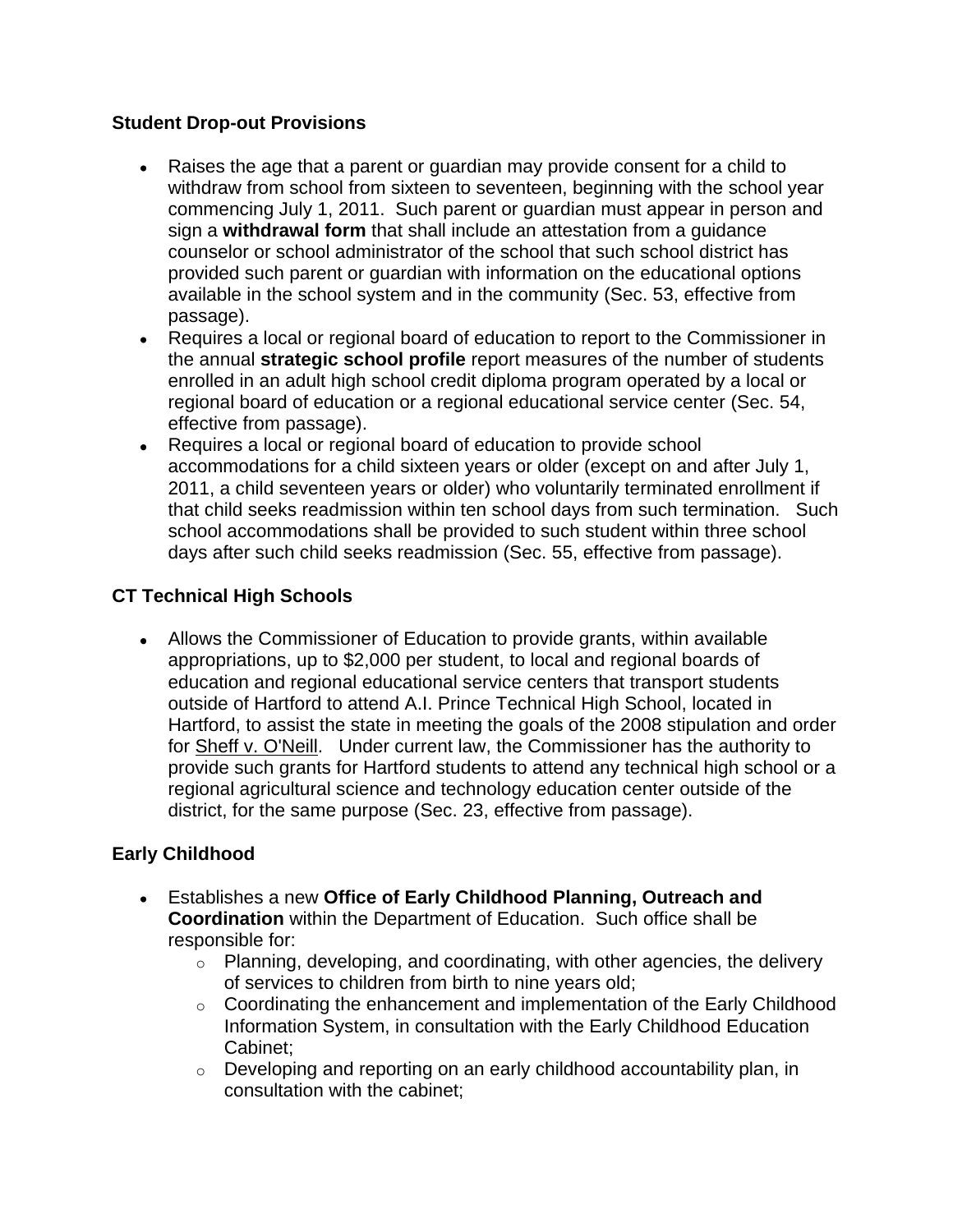**Student Drop-out Provisions**

- Raises the age that a parent or guardian may provide consent for a child to withdraw from school from sixteen to seventeen, beginning with the school year commencing July 1, 2011. Such parent or guardian must appear in person and sign a **withdrawal form** that shall include an attestation from a guidance counselor or school administrator of the school that such school district has provided such parent or guardian with information on the educational options available in the school system and in the community (Sec. 53, effective from passage).
- Requires a local or regional board of education to report to the Commissioner in the annual **strategic school profile** report measures of the number of students enrolled in an adult high school credit diploma program operated by a local or regional board of education or a regional educational service center (Sec. 54, effective from passage).
- Requires a local or regional board of education to provide school accommodations for a child sixteen years or older (except on and after July 1, 2011, a child seventeen years or older) who voluntarily terminated enrollment if that child seeks readmission within ten school days from such termination. Such school accommodations shall be provided to such student within three school days after such child seeks readmission (Sec. 55, effective from passage).

**CT Technical High Schools**

- Allows the Commissioner of Education to provide grants, within available appropriations, up to $2,000 per student, to local and regional boards of education and regional educational service centers that transport students outside of Hartford to attend A.I. Prince Technical High School, located in Hartford, to assist the state in meeting the goals of the 2008 stipulation and order for Sheff v. O'Neill. Under current law, the Commissioner has the authority to provide such grants for Hartford students to attend any technical high school or a regional agricultural science and technology education center outside of the district, for the same purpose (Sec. 23, effective from passage).

**Early Childhood**

- Establishes a new **Office of Early Childhood Planning, Outreach and Coordination** within the Department of Education. Such office shall be responsible for:
  - Planning, developing, and coordinating, with other agencies, the delivery of services to children from birth to nine years old;
  - Coordinating the enhancement and implementation of the Early Childhood Information System, in consultation with the Early Childhood Education Cabinet;
  - Developing and reporting on an early childhood accountability plan, in consultation with the cabinet;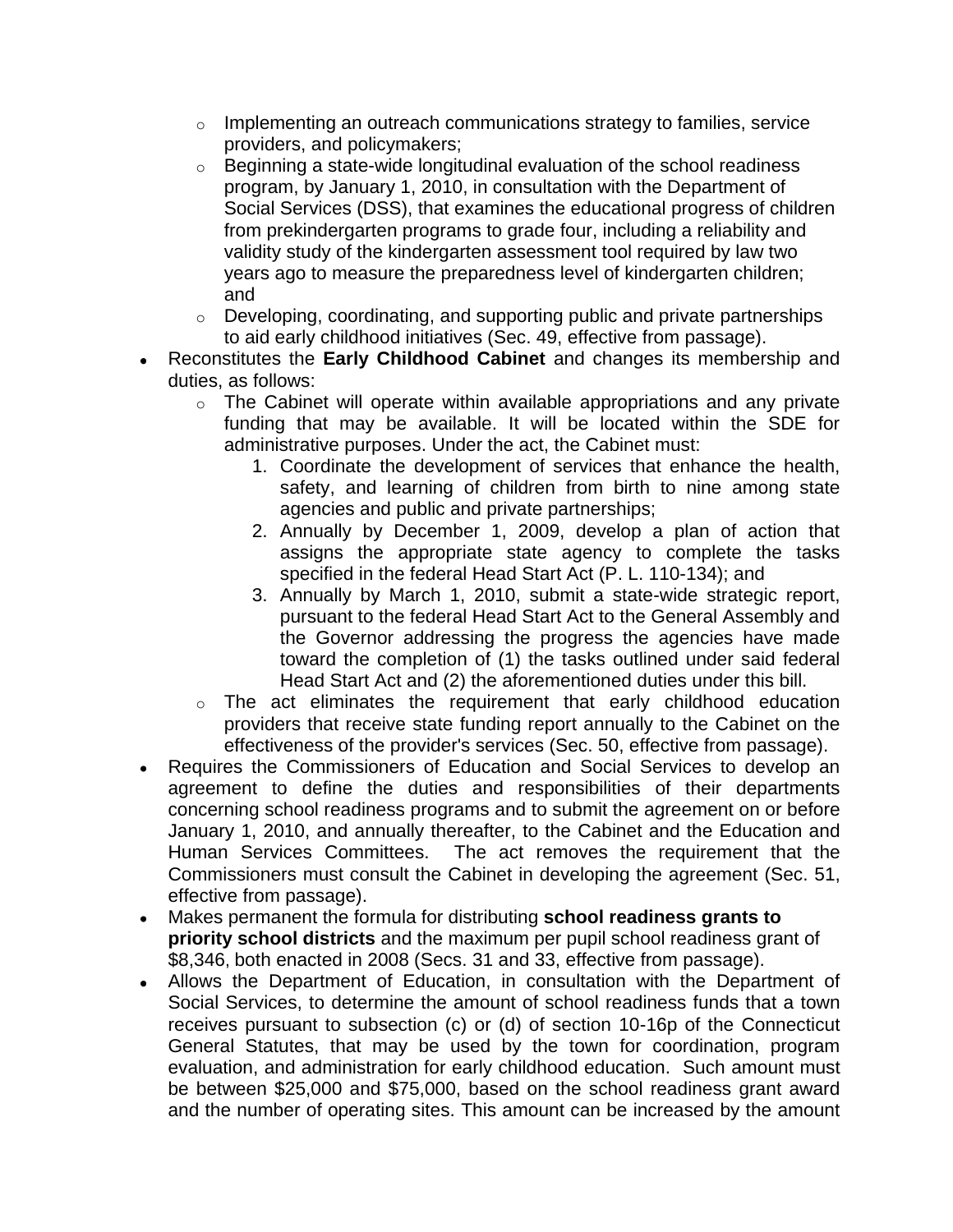- Implementing an outreach communications strategy to families, service providers, and policymakers;
    - Beginning a state-wide longitudinal evaluation of the school readiness program, by January 1, 2010, in consultation with the Department of Social Services (DSS), that examines the educational progress of children from prekindergarten programs to grade four, including a reliability and validity study of the kindergarten assessment tool required by law two years ago to measure the preparedness level of kindergarten children; and
    - Developing, coordinating, and supporting public and private partnerships to aid early childhood initiatives (Sec. 49, effective from passage).
- Reconstitutes the **Early Childhood Cabinet** and changes its membership and duties, as follows:
    - The Cabinet will operate within available appropriations and any private funding that may be available. It will be located within the SDE for administrative purposes. Under the act, the Cabinet must:
        1. Coordinate the development of services that enhance the health, safety, and learning of children from birth to nine among state agencies and public and private partnerships;
        2. Annually by December 1, 2009, develop a plan of action that assigns the appropriate state agency to complete the tasks specified in the federal Head Start Act (P. L. 110-134); and
        3. Annually by March 1, 2010, submit a state-wide strategic report, pursuant to the federal Head Start Act to the General Assembly and the Governor addressing the progress the agencies have made toward the completion of (1) the tasks outlined under said federal Head Start Act and (2) the aforementioned duties under this bill.
    - The act eliminates the requirement that early childhood education providers that receive state funding report annually to the Cabinet on the effectiveness of the provider's services (Sec. 50, effective from passage).
- Requires the Commissioners of Education and Social Services to develop an agreement to define the duties and responsibilities of their departments concerning school readiness programs and to submit the agreement on or before January 1, 2010, and annually thereafter, to the Cabinet and the Education and Human Services Committees. The act removes the requirement that the Commissioners must consult the Cabinet in developing the agreement (Sec. 51, effective from passage).
- Makes permanent the formula for distributing **school readiness grants to priority school districts** and the maximum per pupil school readiness grant of $8,346, both enacted in 2008 (Secs. 31 and 33, effective from passage).
- Allows the Department of Education, in consultation with the Department of Social Services, to determine the amount of school readiness funds that a town receives pursuant to subsection (c) or (d) of section 10-16p of the Connecticut General Statutes, that may be used by the town for coordination, program evaluation, and administration for early childhood education. Such amount must be between $25,000 and $75,000, based on the school readiness grant award and the number of operating sites. This amount can be increased by the amount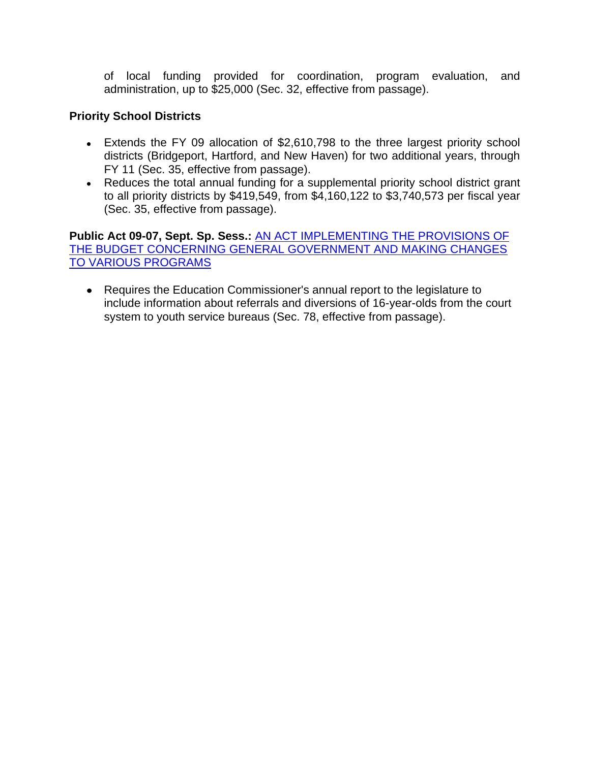of local funding provided for coordination, program evaluation, and administration, up to $25,000 (Sec. 32, effective from passage).

**Priority School Districts**

- Extends the FY 09 allocation of $2,610,798 to the three largest priority school districts (Bridgeport, Hartford, and New Haven) for two additional years, through FY 11 (Sec. 35, effective from passage).
- Reduces the total annual funding for a supplemental priority school district grant to all priority districts by $419,549, from $4,160,122 to $3,740,573 per fiscal year (Sec. 35, effective from passage).

**Public Act 09-07, Sept. Sp. Sess.:** AN ACT IMPLEMENTING THE PROVISIONS OF THE BUDGET CONCERNING GENERAL GOVERNMENT AND MAKING CHANGES TO VARIOUS PROGRAMS

- Requires the Education Commissioner's annual report to the legislature to include information about referrals and diversions of 16-year-olds from the court system to youth service bureaus (Sec. 78, effective from passage).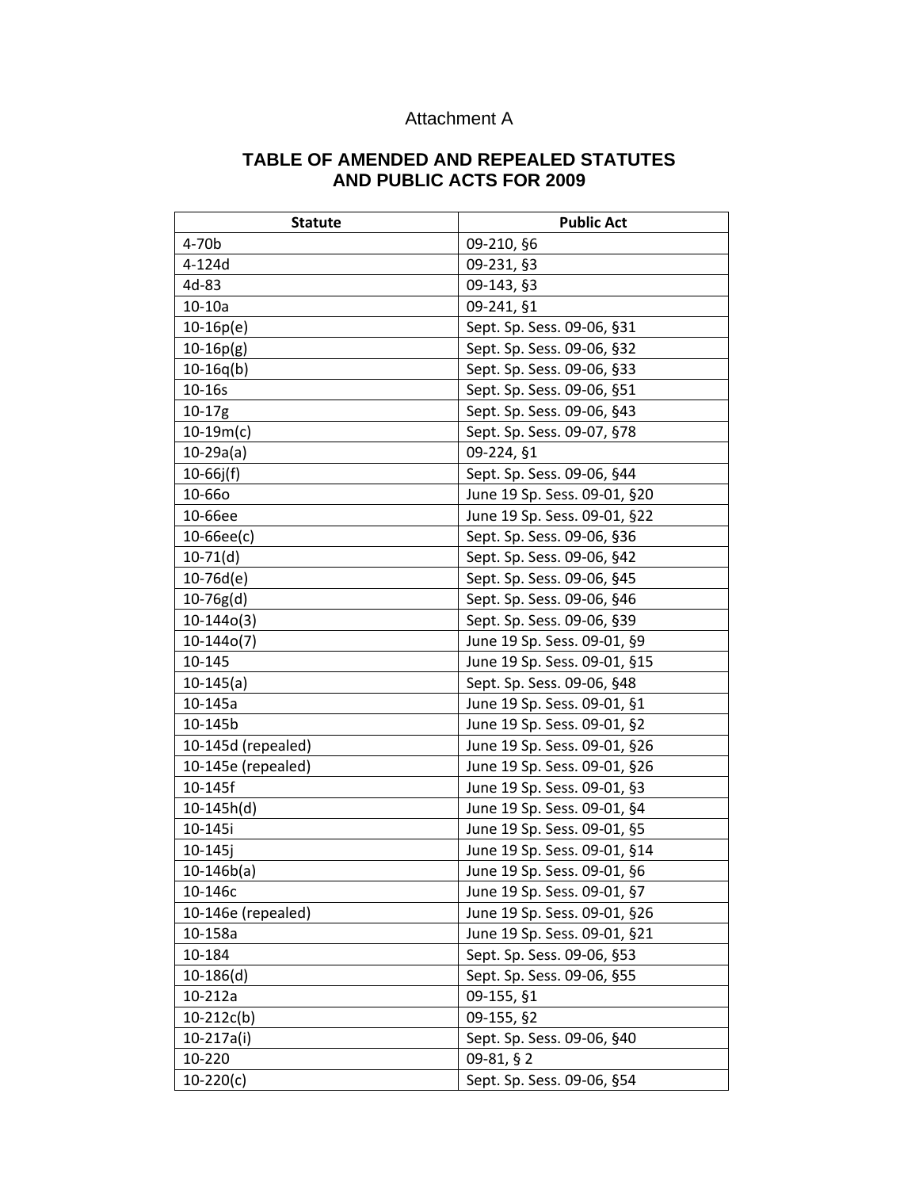Attachment A

## TABLE OF AMENDED AND REPEALED STATUTES AND PUBLIC ACTS FOR 2009

| Statute | Public Act |
|---|---|
| 4-70b | 09-210, §6 |
| 4-124d | 09-231, §3 |
| 4d-83 | 09-143, §3 |
| 10-10a | 09-241, §1 |
| 10-16p(e) | Sept. Sp. Sess. 09-06, §31 |
| 10-16p(g) | Sept. Sp. Sess. 09-06, §32 |
| 10-16q(b) | Sept. Sp. Sess. 09-06, §33 |
| 10-16s | Sept. Sp. Sess. 09-06, §51 |
| 10-17g | Sept. Sp. Sess. 09-06, §43 |
| 10-19m(c) | Sept. Sp. Sess. 09-07, §78 |
| 10-29a(a) | 09-224, §1 |
| 10-66j(f) | Sept. Sp. Sess. 09-06, §44 |
| 10-66o | June 19 Sp. Sess. 09-01, §20 |
| 10-66ee | June 19 Sp. Sess. 09-01, §22 |
| 10-66ee(c) | Sept. Sp. Sess. 09-06, §36 |
| 10-71(d) | Sept. Sp. Sess. 09-06, §42 |
| 10-76d(e) | Sept. Sp. Sess. 09-06, §45 |
| 10-76g(d) | Sept. Sp. Sess. 09-06, §46 |
| 10-144o(3) | Sept. Sp. Sess. 09-06, §39 |
| 10-144o(7) | June 19 Sp. Sess. 09-01, §9 |
| 10-145 | June 19 Sp. Sess. 09-01, §15 |
| 10-145(a) | Sept. Sp. Sess. 09-06, §48 |
| 10-145a | June 19 Sp. Sess. 09-01, §1 |
| 10-145b | June 19 Sp. Sess. 09-01, §2 |
| 10-145d (repealed) | June 19 Sp. Sess. 09-01, §26 |
| 10-145e (repealed) | June 19 Sp. Sess. 09-01, §26 |
| 10-145f | June 19 Sp. Sess. 09-01, §3 |
| 10-145h(d) | June 19 Sp. Sess. 09-01, §4 |
| 10-145i | June 19 Sp. Sess. 09-01, §5 |
| 10-145j | June 19 Sp. Sess. 09-01, §14 |
| 10-146b(a) | June 19 Sp. Sess. 09-01, §6 |
| 10-146c | June 19 Sp. Sess. 09-01, §7 |
| 10-146e (repealed) | June 19 Sp. Sess. 09-01, §26 |
| 10-158a | June 19 Sp. Sess. 09-01, §21 |
| 10-184 | Sept. Sp. Sess. 09-06, §53 |
| 10-186(d) | Sept. Sp. Sess. 09-06, §55 |
| 10-212a | 09-155, §1 |
| 10-212c(b) | 09-155, §2 |
| 10-217a(i) | Sept. Sp. Sess. 09-06, §40 |
| 10-220 | 09-81, § 2 |
| 10-220(c) | Sept. Sp. Sess. 09-06, §54 |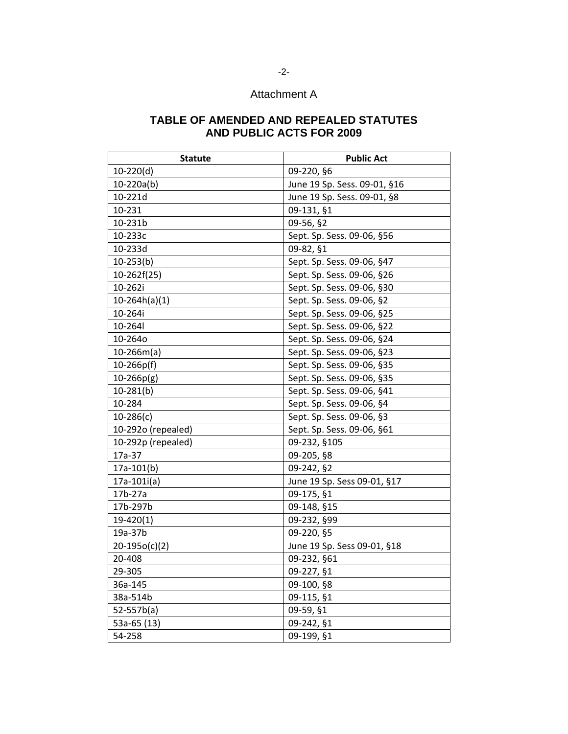Attachment A

## TABLE OF AMENDED AND REPEALED STATUTES AND PUBLIC ACTS FOR 2009

| Statute | Public Act |
|---|---|
| 10-220(d) | 09-220, §6 |
| 10-220a(b) | June 19 Sp. Sess. 09-01, §16 |
| 10-221d | June 19 Sp. Sess. 09-01, §8 |
| 10-231 | 09-131, §1 |
| 10-231b | 09-56, §2 |
| 10-233c | Sept. Sp. Sess. 09-06, §56 |
| 10-233d | 09-82, §1 |
| 10-253(b) | Sept. Sp. Sess. 09-06, §47 |
| 10-262f(25) | Sept. Sp. Sess. 09-06, §26 |
| 10-262i | Sept. Sp. Sess. 09-06, §30 |
| 10-264h(a)(1) | Sept. Sp. Sess. 09-06, §2 |
| 10-264i | Sept. Sp. Sess. 09-06, §25 |
| 10-264l | Sept. Sp. Sess. 09-06, §22 |
| 10-264o | Sept. Sp. Sess. 09-06, §24 |
| 10-266m(a) | Sept. Sp. Sess. 09-06, §23 |
| 10-266p(f) | Sept. Sp. Sess. 09-06, §35 |
| 10-266p(g) | Sept. Sp. Sess. 09-06, §35 |
| 10-281(b) | Sept. Sp. Sess. 09-06, §41 |
| 10-284 | Sept. Sp. Sess. 09-06, §4 |
| 10-286(c) | Sept. Sp. Sess. 09-06, §3 |
| 10-292o (repealed) | Sept. Sp. Sess. 09-06, §61 |
| 10-292p (repealed) | 09-232, §105 |
| 17a-37 | 09-205, §8 |
| 17a-101(b) | 09-242, §2 |
| 17a-101i(a) | June 19 Sp. Sess 09-01, §17 |
| 17b-27a | 09-175, §1 |
| 17b-297b | 09-148, §15 |
| 19-420(1) | 09-232, §99 |
| 19a-37b | 09-220, §5 |
| 20-195o(c)(2) | June 19 Sp. Sess 09-01, §18 |
| 20-408 | 09-232, §61 |
| 29-305 | 09-227, §1 |
| 36a-145 | 09-100, §8 |
| 38a-514b | 09-115, §1 |
| 52-557b(a) | 09-59, §1 |
| 53a-65 (13) | 09-242, §1 |
| 54-258 | 09-199, §1 |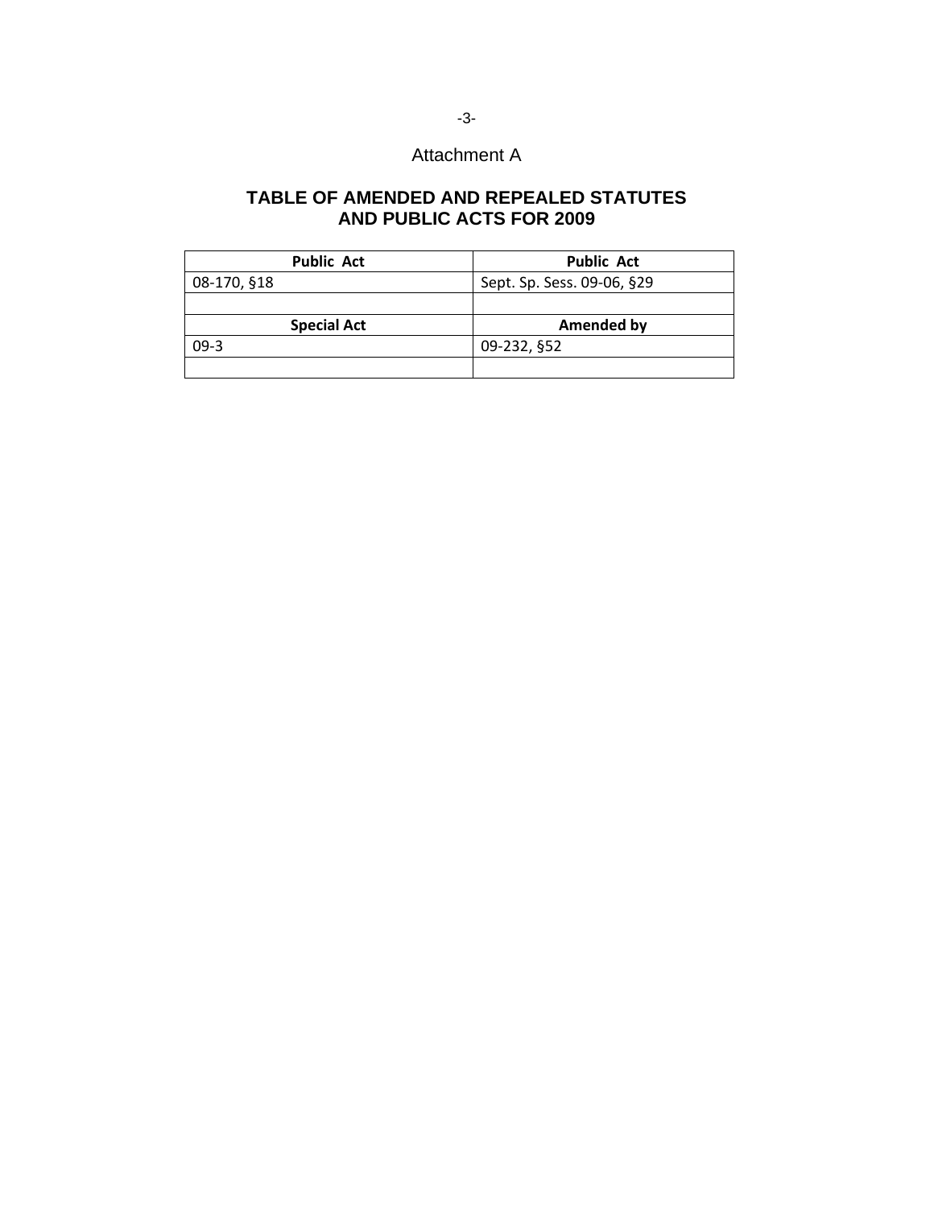Attachment A

## TABLE OF AMENDED AND REPEALED STATUTES AND PUBLIC ACTS FOR 2009

| Public Act | Public Act |
|---|---|
| 08-170, §18 | Sept. Sp. Sess. 09-06, §29 |
| | |
| **Special Act** | **Amended by** |
| 09-3 | 09-232, §52 |
| | |